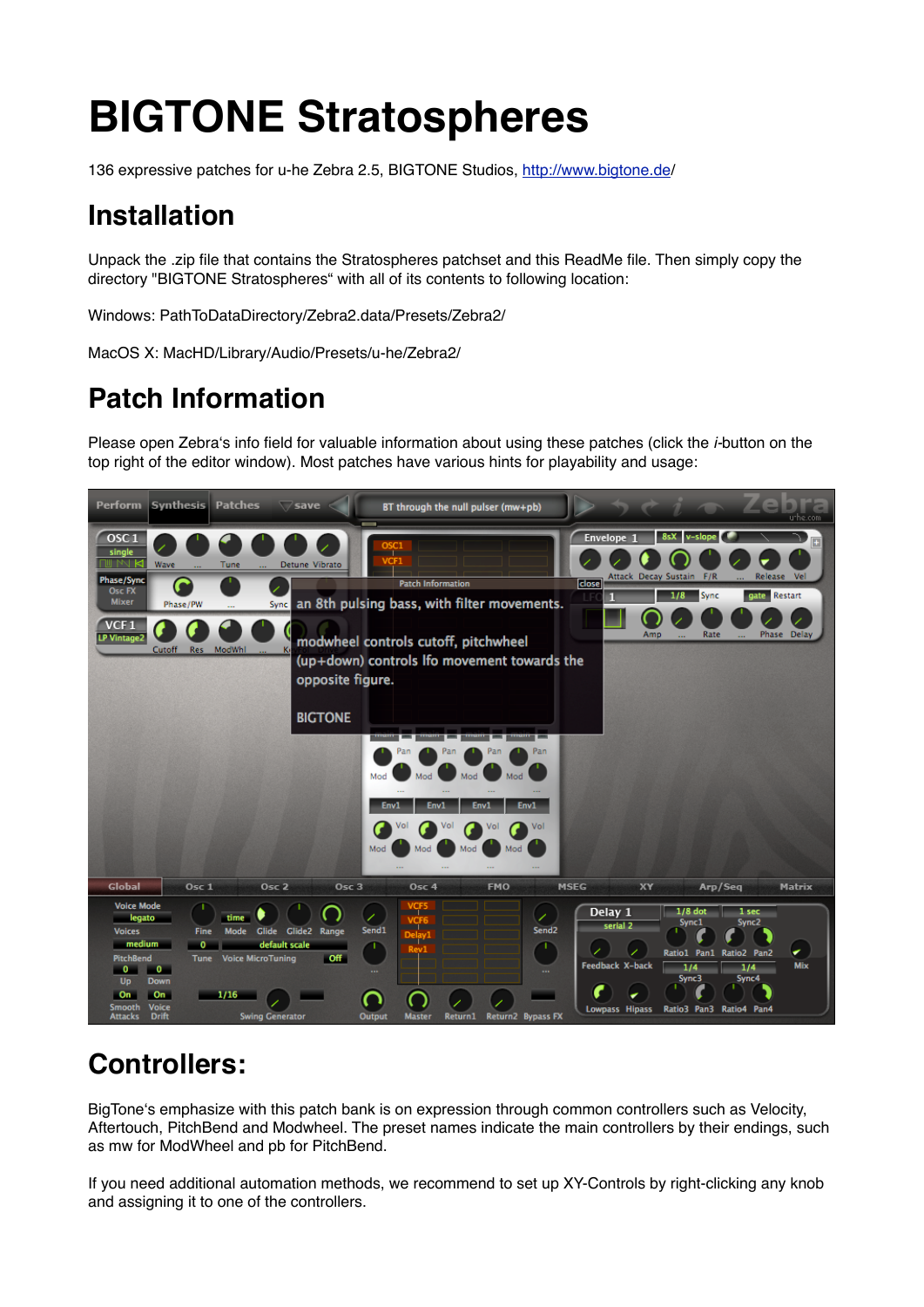# BIGTONE Stratospheres

136 expressive patches for u-he Zebra 2.5, BIGTONE Studios, http://www.bigtone.de/

## Installation

Unpack the .zip file that contains the Stratospheres patchset and this ReadMe file. Then simply copy the directory "BIGTONE Stratospheres" with all of its contents to following location:

Windows: PathToDataDirectory/Zebra2.data/Presets/Zebra2/

MacOS X: MacHD/Library/Audio/Presets/u-he/Zebra2/

## Patch Information

Please open Zebra's info field for valuable information about using these patches (click the *i*-button on the top right of the editor window). Most patches have various hints for playability and usage:

## Controllers:

BigTone's emphasize with this patch bank is on expression through common controllers such as Velocity, Aftertouch, PitchBend and Modwheel. The preset names indicate the main controllers by their endings, such as mw for ModWheel and pb for PitchBend.

If you need additional automation methods, we recommend to set up XY-Controls by right-clicking any knob and assigning it to one of the controllers.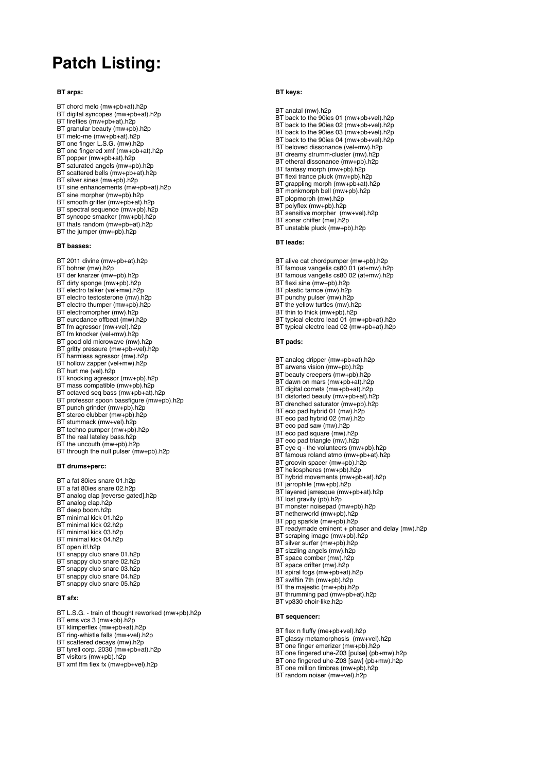# Patch Listing:

**BT arps:**

BT chord melo (mw+pb+at).h2p
BT digital syncopes (mw+pb+at).h2p
BT fireflies (mw+pb+at).h2p
BT granular beauty (mw+pb).h2p
BT melo-me (mw+pb+at).h2p
BT one finger L.S.G. (mw).h2p
BT one fingered xmf (mw+pb+at).h2p
BT popper (mw+pb+at).h2p
BT saturated angels (mw+pb).h2p
BT scattered bells (mw+pb+at).h2p
BT silver sines (mw+pb).h2p
BT sine enhancements (mw+pb+at).h2p
BT sine morpher (mw+pb).h2p
BT smooth gritter (mw+pb+at).h2p
BT spectral sequence (mw+pb).h2p
BT syncope smacker (mw+pb).h2p
BT thats random (mw+pb+at).h2p
BT the jumper (mw+pb).h2p

**BT basses:**

BT 2011 divine (mw+pb+at).h2p
BT bohrer (mw).h2p
BT der knarzer (mw+pb).h2p
BT dirty sponge (mw+pb).h2p
BT electro talker (vel+mw).h2p
BT electro testosterone (mw).h2p
BT electro thumper (mw+pb).h2p
BT electromorpher (mw).h2p
BT eurodance offbeat (mw).h2p
BT fm agressor (mw+vel).h2p
BT fm knocker (vel+mw).h2p
BT good old microwave (mw).h2p
BT gritty pressure (mw+pb+vel).h2p
BT harmless agressor (mw).h2p
BT hollow zapper (vel+mw).h2p
BT hurt me (vel).h2p
BT knocking agressor (mw+pb).h2p
BT mass compatible (mw+pb).h2p
BT octaved seq bass (mw+pb+at).h2p
BT professor spoon bassfigure (mw+pb).h2p
BT punch grinder (mw+pb).h2p
BT stereo clubber (mw+pb).h2p
BT stummack (mw+vel).h2p
BT techno pumper (mw+pb).h2p
BT the real lateley bass.h2p
BT the uncouth (mw+pb).h2p
BT through the null pulser (mw+pb).h2p

**BT drums+perc:**

BT a fat 80ies snare 01.h2p
BT a fat 80ies snare 02.h2p
BT analog clap [reverse gated].h2p
BT analog clap.h2p
BT deep boom.h2p
BT minimal kick 01.h2p
BT minimal kick 02.h2p
BT minimal kick 03.h2p
BT minimal kick 04.h2p
BT open it!.h2p
BT snappy club snare 01.h2p
BT snappy club snare 02.h2p
BT snappy club snare 03.h2p
BT snappy club snare 04.h2p
BT snappy club snare 05.h2p

**BT sfx:**

BT L.S.G. - train of thought reworked (mw+pb).h2p
BT ems vcs 3 (mw+pb).h2p
BT klimperflex (mw+pb+at).h2p
BT ring-whistle falls (mw+vel).h2p
BT scattered decays (mw).h2p
BT tyrell corp. 2030 (mw+pb+at).h2p
BT visitors (mw+pb).h2p
BT xmf ffm flex fx (mw+pb+vel).h2p

**BT keys:**

BT anatal (mw).h2p
BT back to the 90ies 01 (mw+pb+vel).h2p
BT back to the 90ies 02 (mw+pb+vel).h2p
BT back to the 90ies 03 (mw+pb+vel).h2p
BT back to the 90ies 04 (mw+pb+vel).h2p
BT beloved dissonance (vel+mw).h2p
BT dreamy strumm-cluster (mw).h2p
BT etheral dissonance (mw+pb).h2p
BT fantasy morph (mw+pb).h2p
BT flexi trance pluck (mw+pb).h2p
BT grappling morph (mw+pb+at).h2p
BT monkmorph bell (mw+pb).h2p
BT plopmorph (mw).h2p
BT polyflex (mw+pb).h2p
BT sensitive morpher (mw+vel).h2p
BT sonar chiffer (mw).h2p
BT unstable pluck (mw+pb).h2p

**BT leads:**

BT alive cat chordpumper (mw+pb).h2p
BT famous vangelis cs80 01 (at+mw).h2p
BT famous vangelis cs80 02 (at+mw).h2p
BT flexi sine (mw+pb).h2p
BT plastic tarnce (mw).h2p
BT punchy pulser (mw).h2p
BT the yellow turtles (mw).h2p
BT thin to thick (mw+pb).h2p
BT typical electro lead 01 (mw+pb+at).h2p
BT typical electro lead 02 (mw+pb+at).h2p

**BT pads:**

BT analog dripper (mw+pb+at).h2p
BT arwens vision (mw+pb).h2p
BT beauty creepers (mw+pb).h2p
BT dawn on mars (mw+pb+at).h2p
BT digital comets (mw+pb+at).h2p
BT distorted beauty (mw+pb+at).h2p
BT drenched saturator (mw+pb).h2p
BT eco pad hybrid 01 (mw).h2p
BT eco pad hybrid 02 (mw).h2p
BT eco pad saw (mw).h2p
BT eco pad square (mw).h2p
BT eco pad triangle (mw).h2p
BT eye q - the volunteers (mw+pb).h2p
BT famous roland atmo (mw+pb+at).h2p
BT groovin spacer (mw+pb).h2p
BT heliospheres (mw+pb).h2p
BT hybrid movements (mw+pb+at).h2p
BT jarrophile (mw+pb).h2p
BT layered jarresque (mw+pb+at).h2p
BT lost gravity (pb).h2p
BT monster noisepad (mw+pb).h2p
BT netherworld (mw+pb).h2p
BT ppg sparkle (mw+pb).h2p
BT readymade eminent + phaser and delay (mw).h2p
BT scraping image (mw+pb).h2p
BT silver surfer (mw+pb).h2p
BT sizzling angels (mw).h2p
BT space comber (mw).h2p
BT space drifter (mw).h2p
BT spiral fogs (mw+pb+at).h2p
BT swiftin 7th (mw+pb).h2p
BT the majestic (mw+pb).h2p
BT thrumming pad (mw+pb+at).h2p
BT vp330 choir-like.h2p

**BT sequencer:**

BT flex n fluffy (me+pb+vel).h2p
BT glassy metamorphosis (mw+vel).h2p
BT one finger emerizer (mw+pb).h2p
BT one fingered uhe-Z03 [pulse] (pb+mw).h2p
BT one fingered uhe-Z03 [saw] (pb+mw).h2p
BT one million timbres (mw+pb).h2p
BT random noiser (mw+vel).h2p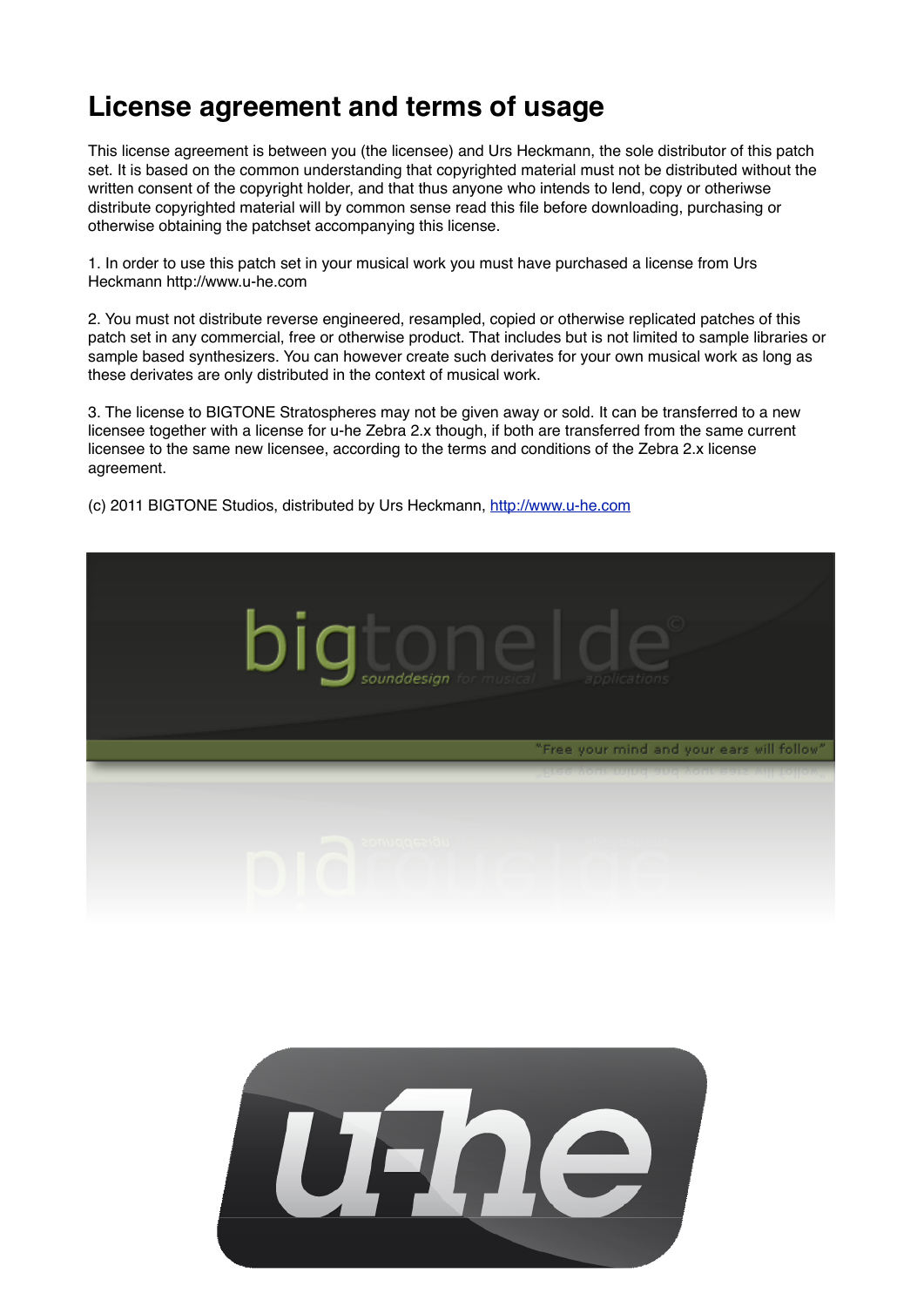# License agreement and terms of usage

This license agreement is between you (the licensee) and Urs Heckmann, the sole distributor of this patch set. It is based on the common understanding that copyrighted material must not be distributed without the written consent of the copyright holder, and that thus anyone who intends to lend, copy or otheriwse distribute copyrighted material will by common sense read this file before downloading, purchasing or otherwise obtaining the patchset accompanying this license.

1. In order to use this patch set in your musical work you must have purchased a license from Urs Heckmann http://www.u-he.com

2. You must not distribute reverse engineered, resampled, copied or otherwise replicated patches of this patch set in any commercial, free or otherwise product. That includes but is not limited to sample libraries or sample based synthesizers. You can however create such derivates for your own musical work as long as these derivates are only distributed in the context of musical work.

3. The license to BIGTONE Stratospheres may not be given away or sold. It can be transferred to a new licensee together with a license for u-he Zebra 2.x though, if both are transferred from the same current licensee to the same new licensee, according to the terms and conditions of the Zebra 2.x license agreement.

(c) 2011 BIGTONE Studios, distributed by Urs Heckmann, http://www.u-he.com